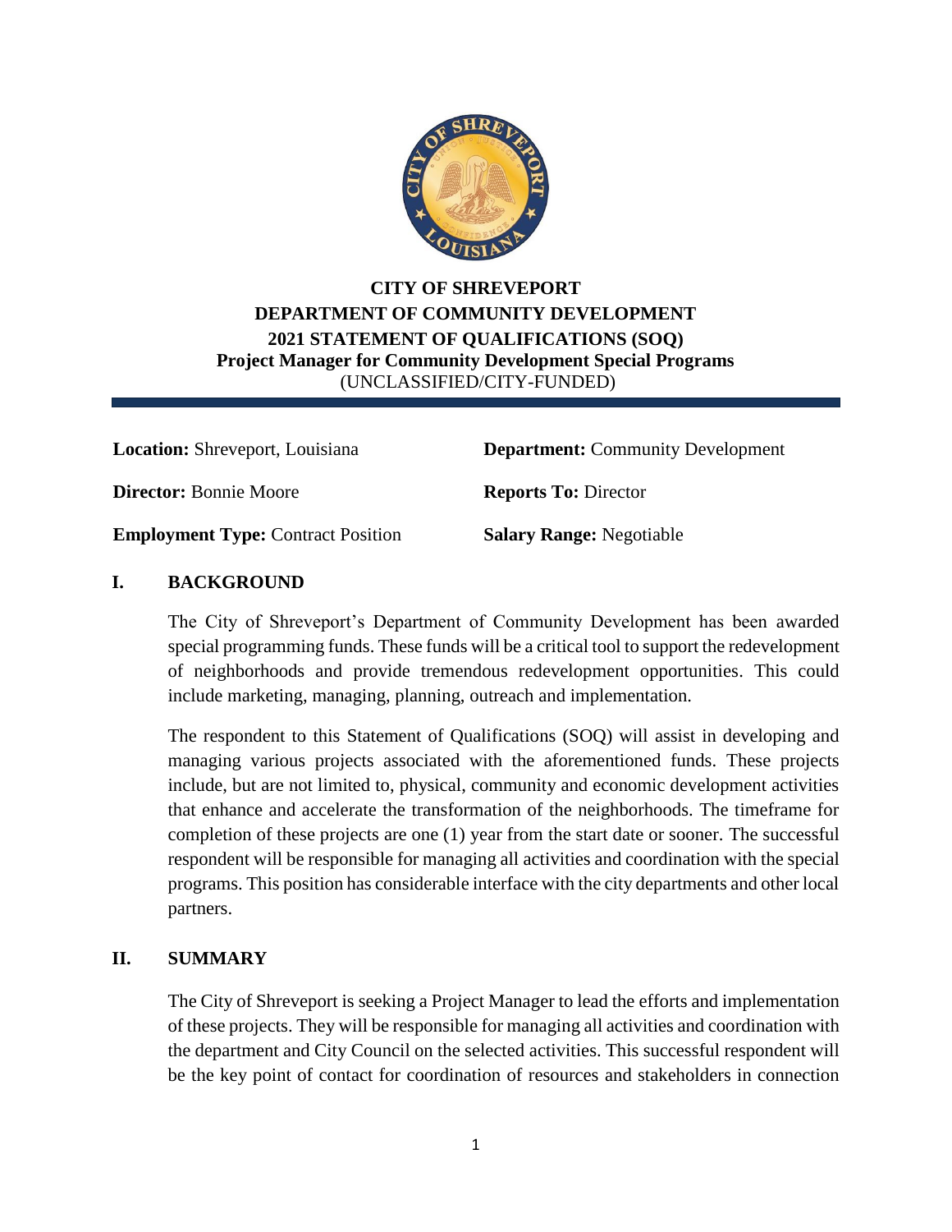# CITY OF SHREVEPORT
# DEPARTMENT OF COMMUNITY DEVELOPMENT
## 2021 STATEMENT OF QUALIFICATIONS (SOQ)
### Project Manager for Community Development Special Programs
(UNCLASSIFIED/CITY-FUNDED)

---

**Location:** Shreveport, Louisiana

**Department:** Community Development

**Director:** Bonnie Moore

**Reports To:** Director

**Employment Type:** Contract Position

**Salary Range:** Negotiable

## I. BACKGROUND

The City of Shreveport's Department of Community Development has been awarded special programming funds. These funds will be a critical tool to support the redevelopment of neighborhoods and provide tremendous redevelopment opportunities. This could include marketing, managing, planning, outreach and implementation.

The respondent to this Statement of Qualifications (SOQ) will assist in developing and managing various projects associated with the aforementioned funds. These projects include, but are not limited to, physical, community and economic development activities that enhance and accelerate the transformation of the neighborhoods. The timeframe for completion of these projects are one (1) year from the start date or sooner. The successful respondent will be responsible for managing all activities and coordination with the special programs. This position has considerable interface with the city departments and other local partners.

## II. SUMMARY

The City of Shreveport is seeking a Project Manager to lead the efforts and implementation of these projects. They will be responsible for managing all activities and coordination with the department and City Council on the selected activities. This successful respondent will be the key point of contact for coordination of resources and stakeholders in connection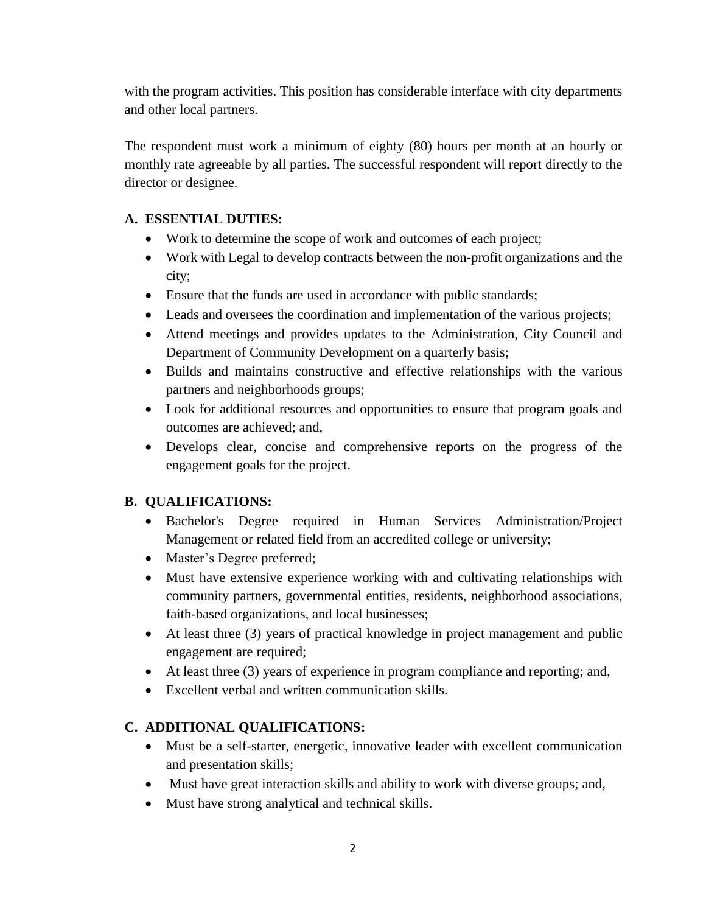with the program activities. This position has considerable interface with city departments and other local partners.

The respondent must work a minimum of eighty (80) hours per month at an hourly or monthly rate agreeable by all parties. The successful respondent will report directly to the director or designee.

**A. ESSENTIAL DUTIES:**

- Work to determine the scope of work and outcomes of each project;
- Work with Legal to develop contracts between the non-profit organizations and the city;
- Ensure that the funds are used in accordance with public standards;
- Leads and oversees the coordination and implementation of the various projects;
- Attend meetings and provides updates to the Administration, City Council and Department of Community Development on a quarterly basis;
- Builds and maintains constructive and effective relationships with the various partners and neighborhoods groups;
- Look for additional resources and opportunities to ensure that program goals and outcomes are achieved; and,
- Develops clear, concise and comprehensive reports on the progress of the engagement goals for the project.

**B. QUALIFICATIONS:**

- Bachelor's Degree required in Human Services Administration/Project Management or related field from an accredited college or university;
- Master's Degree preferred;
- Must have extensive experience working with and cultivating relationships with community partners, governmental entities, residents, neighborhood associations, faith-based organizations, and local businesses;
- At least three (3) years of practical knowledge in project management and public engagement are required;
- At least three (3) years of experience in program compliance and reporting; and,
- Excellent verbal and written communication skills.

**C. ADDITIONAL QUALIFICATIONS:**

- Must be a self-starter, energetic, innovative leader with excellent communication and presentation skills;
- Must have great interaction skills and ability to work with diverse groups; and,
- Must have strong analytical and technical skills.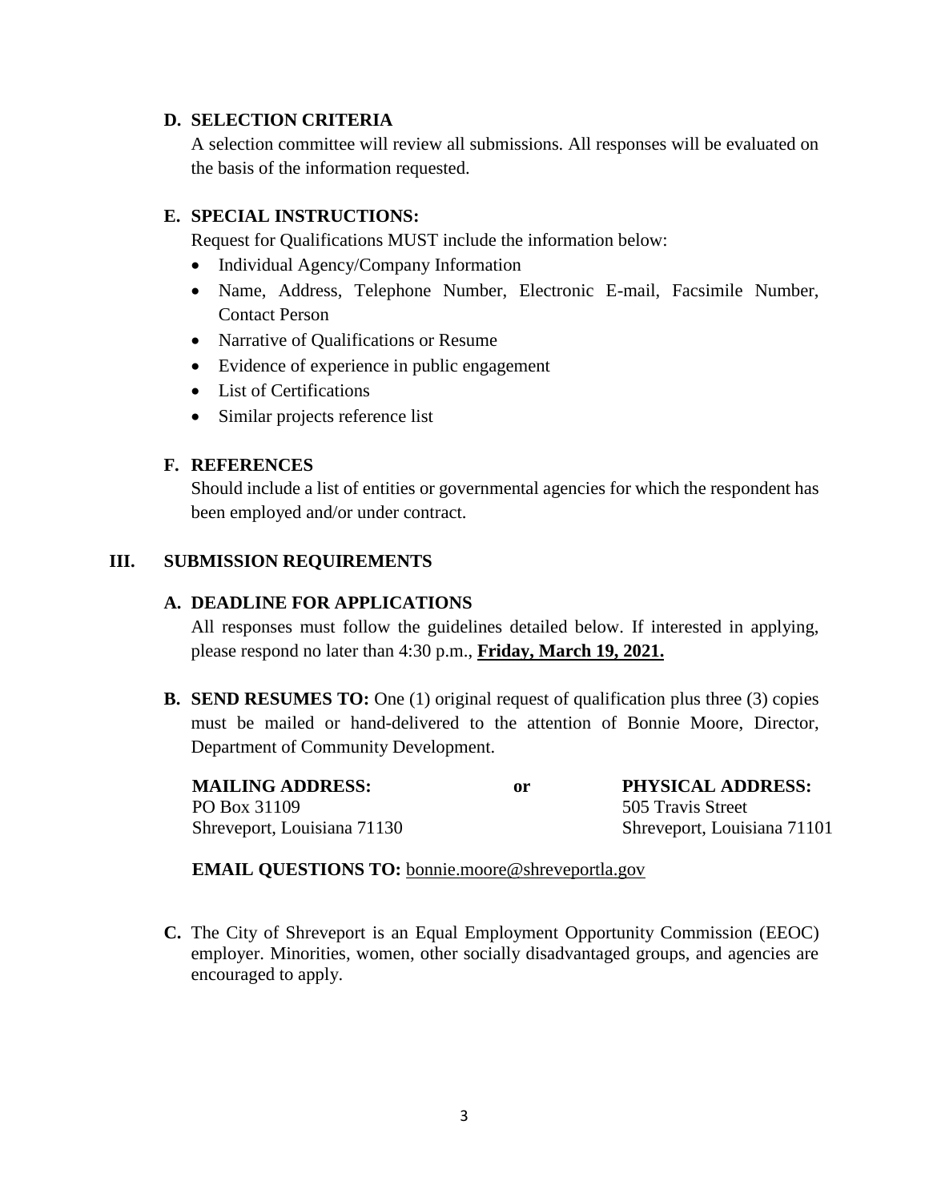### D. SELECTION CRITERIA

A selection committee will review all submissions. All responses will be evaluated on the basis of the information requested.

### E. SPECIAL INSTRUCTIONS:

Request for Qualifications MUST include the information below:

- Individual Agency/Company Information
- Name, Address, Telephone Number, Electronic E-mail, Facsimile Number, Contact Person
- Narrative of Qualifications or Resume
- Evidence of experience in public engagement
- List of Certifications
- Similar projects reference list

### F. REFERENCES

Should include a list of entities or governmental agencies for which the respondent has been employed and/or under contract.

## III. SUBMISSION REQUIREMENTS

### A. DEADLINE FOR APPLICATIONS

All responses must follow the guidelines detailed below. If interested in applying, please respond no later than 4:30 p.m., **Friday, March 19, 2021.**

**B. SEND RESUMES TO:** One (1) original request of qualification plus three (3) copies must be mailed or hand-delivered to the attention of Bonnie Moore, Director, Department of Community Development.

**MAILING ADDRESS:**
PO Box 31109
Shreveport, Louisiana 71130

**or**

**PHYSICAL ADDRESS:**
505 Travis Street
Shreveport, Louisiana 71101

**EMAIL QUESTIONS TO:** bonnie.moore@shreveportla.gov

**C.** The City of Shreveport is an Equal Employment Opportunity Commission (EEOC) employer. Minorities, women, other socially disadvantaged groups, and agencies are encouraged to apply.